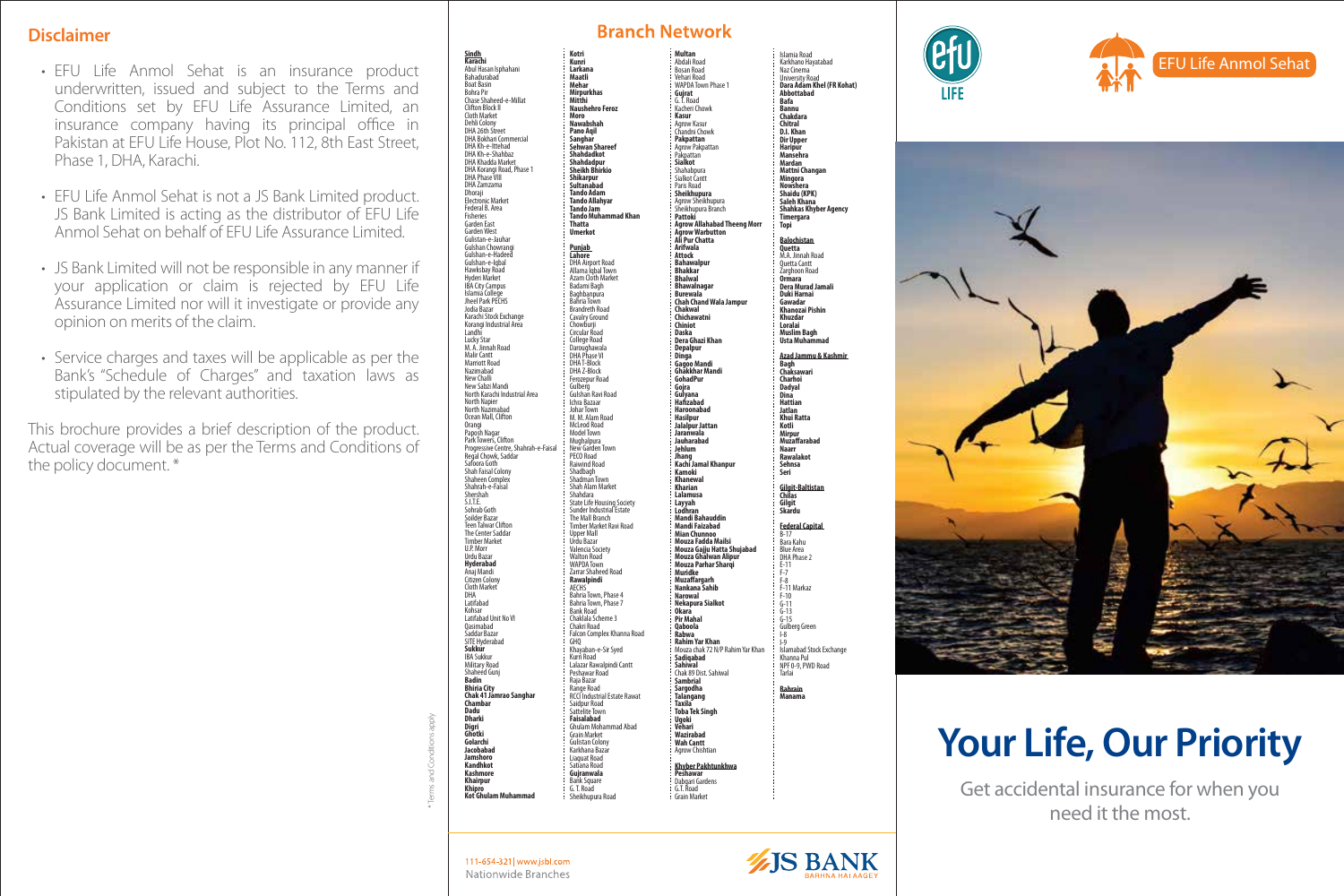## Disclaimer

- EFU Life Anmol Sehat is an insurance product underwritten, issued and subject to the Terms and Conditions set by EFU Life Assurance Limited, an insurance company having its principal office in Pakistan at EFU Life House, Plot No. 112, 8th East Street, Phase 1, DHA, Karachi.
- EFU Life Anmol Sehat is not a JS Bank Limited product. JS Bank Limited is acting as the distributor of EFU Life Anmol Sehat on behalf of EFU Life Assurance Limited.
- JS Bank Limited will not be responsible in any manner if your application or claim is rejected by EFU Life Assurance Limited nor will it investigate or provide any opinion on merits of the claim.
- Service charges and taxes will be applicable as per the Bank's "Schedule of Charges" and taxation laws as stipulated by the relevant authorities.

This brochure provides a brief description of the product. Actual coverage will be as per the Terms and Conditions of the policy document. *

* Terms and Conditions apply

## Branch Network

**Sindh**

**Karachi**
Abul Hasan Isphahani
Bahadurabad
Boat Basin
Bohra Pir
Chase Shaheed-e-Millat
Clifton Block II
Cloth Market
Dehli Colony
DHA 26th Street
DHA Bokhari Commercial
DHA Kh-e-Ittehad
DHA Kh-e-Shahbaz
DHA Khadda Market
DHA Korangi Road, Phase 1
DHA Phase VIII
DHA Zamzama
Dhoraji
Electronic Market
Federal B. Area
Fisheries
Garden East
Garden West
Gulistan-e-Jauhar
Gulshan Chowrangi
Gulshan-e-Hadeed
Gulshan-e-Iqbal
Hawksbay Road
Hyderi Market
IBA City Campus
Islamia College
Jheel Park PECHS
Jodia Bazar
Karachi Stock Exchange
Korangi Industrial Area
Landhi
Lucky Star
M. A. Jinnah Road
Malir Cantt
Marriott Road
Nazimabad
New Challi
New Sabzi Mandi
North Karachi Industrial Area
North Napier
North Nazimabad
Ocean Mall, Clifton
Orangi
Paposh Nagar
Park Towers, Clifton
Progressive Centre, Shahrah-e-Faisal
Regal Chowk, Saddar
Safoora Goth
Shah Faisal Colony
Shaheen Complex
Shahrah-e-Faisal
Shershah
S.I.T.E.
Sohrab Goth
Soilder Bazar
Teen Talwar Clifton
The Center Saddar
Timber Market
U.P. Morr
Urdu Bazar

**Hyderabad**
Anaj Mandi
Citizen Colony
Cloth Market
DHA
Latifabad
Kohsar
Latifabad Unit No VI
Qasimabad
Saddar Bazar
SITE Hyderabad

**Sukkur**
IBA Sukkur
Military Road
Shaheed Gunj

**Badin**
**Bhiria City**
**Chak 41 Jamrao Sanghar**
**Chambar**
**Dadu**
**Dharki**
**Digri**
**Ghotki**
**Golarchi**
**Jacobabad**
**Jamshoro**
**Kandhkot**
**Kashmore**
**Khairpur**
**Khipro**
**Kot Ghulam Muhammad**
**Kotri**
**Kunri**
**Larkana**
**Maatli**
**Mehar**
**Mirpurkhas**
**Mitthi**
**Naushehro Feroz**
**Moro**
**Nawabshah**
**Pano Aqil**
**Sanghar**
**Sehwan Shareef**
**Shahdadkot**
**Shahdadpur**
**Sheikh Bhirkio**
**Shikarpur**
**Sultanabad**
**Tando Adam**
**Tando Allahyar**
**Tando Jam**
**Tando Muhammad Khan**
**Thatta**
**Umerkot**

**Punjab**

**Lahore**
DHA Airport Road
Allama Iqbal Town
Azam Cloth Market
Badami Bagh
Baghbanpura
Bahria Town
Brandreth Road
Cavalry Ground
Chowburji
Circular Road
College Road
Daroughawala
DHA Phase VI
DHA T-Block
DHA Z-Block
Ferozepur Road
Gulberg
Gulshan Ravi Road
Ichra Bazaar
Johar Town
M. M. Alam Road
McLeod Road
Model Town
Mughalpura
New Garden Town
PECO Road
Raiwind Road
Shadbagh
Shadman Town
Shah Alam Market
Shahdara
State Life Housing Society
Sunder Industrial Estate
The Mall Branch
Timber Market Ravi Road
Upper Mall
Urdu Bazar
Valencia Society
Walton Road
WAPDA Town
Zarrar Shaheed Road

**Rawalpindi**
AECHS
Bahria Town, Phase 4
Bahria Town, Phase 7
Bank Road
Chaklala Scheme 3
Chakri Road
Falcon Complex Khanna Road
GHQ
Khayaban-e-Sir Syed
Kurri Road
Lalazar Rawalpindi Cantt
Peshawar Road
Raja Bazar
Range Road
RCCI Industrial Estate Rawat
Saidpur Road
Sattelite Town

**Faisalabad**
Ghulam Mohammad Abad
Grain Market
Gulistan Colony
Karkhana Bazar
Liaquat Road
Satiana Road

**Gujranwala**
Bank Square
G. T. Road
Sheikhupura Road

**Multan**
Abdali Road
Bosan Road
Vehari Road
WAPDA Town Phase 1

**Gujrat**
G. T. Road
Kacheri Chowk

**Kasur**
Agrow Kasur
Chandni Chowk

**Pakpattan**
Agrow Pakpattan
Pakpattan

**Sialkot**
Shahabpura
Sialkot Cantt
Paris Road

**Sheikhupura**
Agrow Sheikhupura
Sheikhupura Branch

**Pattoki**
**Agrow Allahabad Theeng Morr**
**Agrow Warbutton**
**Ali Pur Chatta**
**Arifwala**
**Attock**
**Bahawalpur**
**Bhakkar**
**Bhalwal**
**Bhawalnagar**
**Burewala**
**Chah Chand Wala Jampur**
**Chakwal**
**Chichawatni**
**Chiniot**
**Daska**
**Dera Ghazi Khan**
**Depalpur**
**Dinga**
**Gagoo Mandi**
**Ghakkhar Mandi**
**GohadPur**
**Gojra**
**Gulyana**
**Hafizabad**
**Haroonabad**
**Hasilpur**
**Jalalpur Jattan**
**Jaranwala**
**Jauharabad**
**Jhelum**
**Jhang**
**Kachi Jamal Khanpur**
**Kamoki**
**Khanewal**
**Kharian**
**Lalamusa**
**Layyah**
**Lodhran**
**Mandi Bahauddin**
**Mandi Faizabad**
**Mian Chunnoo**
**Mouza Fadda Mailsi**
**Mouza Gajju Hatta Shujabad**
**Mouza Ghalwan Alipur**
**Mouza Parhar Sharqi**
**Muridke**
**Muzaffargarh**
**Nankana Sahib**
**Narowal**
**Nekapura Sialkot**
**Okara**
**Pir Mahal**
**Qaboola**
**Rabwa**
**Rahim Yar Khan**
Mouza chak 72 N/P Rahim Yar Khan
**Sadiqabad**
**Sahiwal**
Chak 89 Dist. Sahiwal
**Sambrial**
**Sargodha**
**Talangang**
**Taxila**
**Toba Tek Singh**
**Ugoki**
**Vehari**
**Wazirabad**
**Wah Cantt**
Agrow Chishtian

**Khyber Pakhtunkhwa**

**Peshawar**
Dabgari Gardens
G.T. Road
Grain Market
Islamia Road
Karkhano Hayatabad
Naz Cinema
University Road

**Dara Adam Khel (FR Kohat)**
**Abbottabad**
**Bafa**
**Bannu**
**Chakdara**
**Chitral**
**D.I. Khan**
**Dir Upper**
**Haripur**
**Mansehra**
**Mardan**
**Mattni Changan**
**Mingora**
**Nowshera**
**Shaidu (KPK)**
**Saleh Khana**
**Shahkas Khyber Agency**
**Timergara**
**Topi**

**Balochistan**

**Quetta**
M.A. Jinnah Road
Quetta Cantt
Zarghoon Road

**Ormara**
**Dera Murad Jamali**
**Duki Harnai**
**Gawadar**
**Khanozai Pishin**
**Khuzdar**
**Loralai**
**Muslim Bagh**
**Usta Muhammad**

**Azad Jammu & Kashmir**

**Bagh**
**Chaksawari**
**Charhoi**
**Dadyal**
**Dina**
**Hattian**
**Jatlan**
**Khui Ratta**
**Kotli**
**Mirpur**
**Muzaffarabad**
**Naarr**
**Rawalakot**
**Sehnsa**
**Seri**

**Gilgit-Baltistan**

**Chilas**
**Gilgit**
**Skardu**

**Federal Capital**

B-17
Bara Kahu
Blue Area
DHA Phase 2
E-11
F-7
F-8
F-11 Markaz
F-10
G-11
G-13
G-15
Gulberg Green
I-8
I-9
Islamabad Stock Exchange
Khanna Pul
NPF O-9, PWD Road
Tarlai

**Bahrain**

**Manama**

111-654-321 | www.jsbl.com
Nationwide Branches

JS BANK
BARHNA HAI AAGEY

LIFE

EFU Life Anmol Sehat

# Your Life, Our Priority

Get accidental insurance for when you need it the most.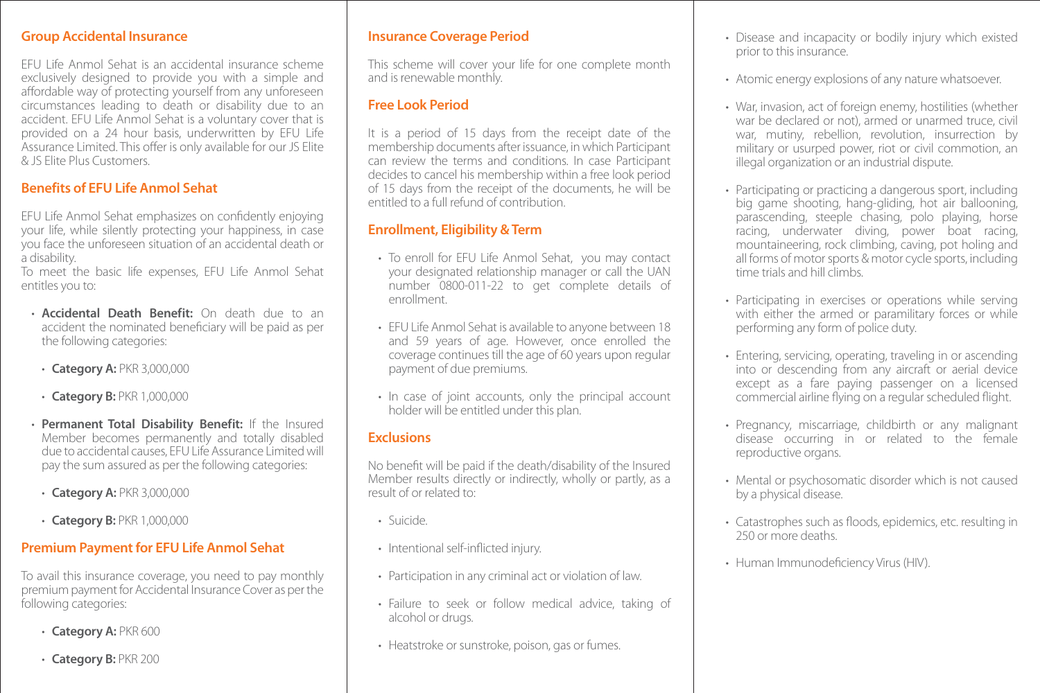## Group Accidental Insurance

EFU Life Anmol Sehat is an accidental insurance scheme exclusively designed to provide you with a simple and affordable way of protecting yourself from any unforeseen circumstances leading to death or disability due to an accident. EFU Life Anmol Sehat is a voluntary cover that is provided on a 24 hour basis, underwritten by EFU Life Assurance Limited. This offer is only available for our JS Elite & JS Elite Plus Customers.

## Benefits of EFU Life Anmol Sehat

EFU Life Anmol Sehat emphasizes on confidently enjoying your life, while silently protecting your happiness, in case you face the unforeseen situation of an accidental death or a disability.
To meet the basic life expenses, EFU Life Anmol Sehat entitles you to:

- **Accidental Death Benefit:** On death due to an accident the nominated beneficiary will be paid as per the following categories:
  - **Category A:** PKR 3,000,000
  - **Category B:** PKR 1,000,000
- **Permanent Total Disability Benefit:** If the Insured Member becomes permanently and totally disabled due to accidental causes, EFU Life Assurance Limited will pay the sum assured as per the following categories:
  - **Category A:** PKR 3,000,000
  - **Category B:** PKR 1,000,000

## Premium Payment for EFU Life Anmol Sehat

To avail this insurance coverage, you need to pay monthly premium payment for Accidental Insurance Cover as per the following categories:

- **Category A:** PKR 600
- **Category B:** PKR 200

## Insurance Coverage Period

This scheme will cover your life for one complete month and is renewable monthly.

## Free Look Period

It is a period of 15 days from the receipt date of the membership documents after issuance, in which Participant can review the terms and conditions. In case Participant decides to cancel his membership within a free look period of 15 days from the receipt of the documents, he will be entitled to a full refund of contribution.

## Enrollment, Eligibility & Term

- To enroll for EFU Life Anmol Sehat, you may contact your designated relationship manager or call the UAN number 0800-011-22 to get complete details of enrollment.
- EFU Life Anmol Sehat is available to anyone between 18 and 59 years of age. However, once enrolled the coverage continues till the age of 60 years upon regular payment of due premiums.
- In case of joint accounts, only the principal account holder will be entitled under this plan.

## Exclusions

No benefit will be paid if the death/disability of the Insured Member results directly or indirectly, wholly or partly, as a result of or related to:

- Suicide.
- Intentional self-inflicted injury.
- Participation in any criminal act or violation of law.
- Failure to seek or follow medical advice, taking of alcohol or drugs.
- Heatstroke or sunstroke, poison, gas or fumes.
- Disease and incapacity or bodily injury which existed prior to this insurance.
- Atomic energy explosions of any nature whatsoever.
- War, invasion, act of foreign enemy, hostilities (whether war be declared or not), armed or unarmed truce, civil war, mutiny, rebellion, revolution, insurrection by military or usurped power, riot or civil commotion, an illegal organization or an industrial dispute.
- Participating or practicing a dangerous sport, including big game shooting, hang-gliding, hot air ballooning, parascending, steeple chasing, polo playing, horse racing, underwater diving, power boat racing, mountaineering, rock climbing, caving, pot holing and all forms of motor sports & motor cycle sports, including time trials and hill climbs.
- Participating in exercises or operations while serving with either the armed or paramilitary forces or while performing any form of police duty.
- Entering, servicing, operating, traveling in or ascending into or descending from any aircraft or aerial device except as a fare paying passenger on a licensed commercial airline flying on a regular scheduled flight.
- Pregnancy, miscarriage, childbirth or any malignant disease occurring in or related to the female reproductive organs.
- Mental or psychosomatic disorder which is not caused by a physical disease.
- Catastrophes such as floods, epidemics, etc. resulting in 250 or more deaths.
- Human Immunodeficiency Virus (HIV).